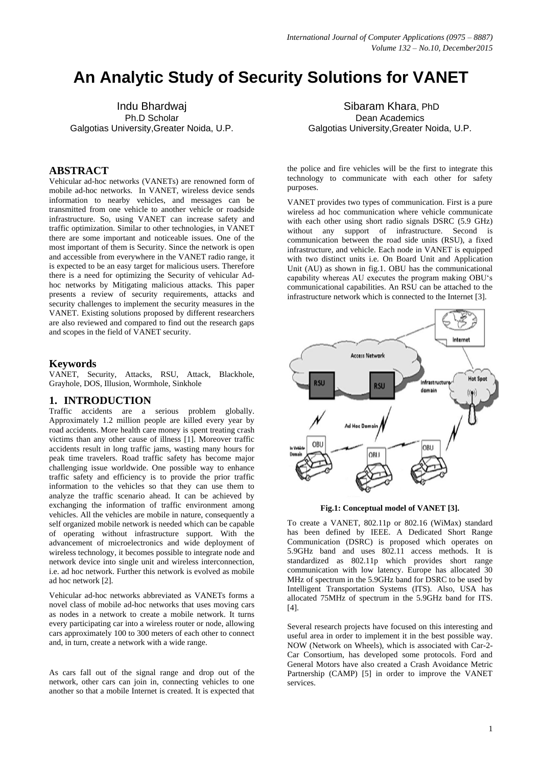# An Analytic Study of Security Solutions for VANET

Indu Bhardwaj
Ph.D Scholar
Galgotias University,Greater Noida, U.P.

Sibaram Khara, PhD
Dean Academics
Galgotias University,Greater Noida, U.P.

## ABSTRACT

Vehicular ad-hoc networks (VANETs) are renowned form of mobile ad-hoc networks. In VANET, wireless device sends information to nearby vehicles, and messages can be transmitted from one vehicle to another vehicle or roadside infrastructure. So, using VANET can increase safety and traffic optimization. Similar to other technologies, in VANET there are some important and noticeable issues. One of the most important of them is Security. Since the network is open and accessible from everywhere in the VANET radio range, it is expected to be an easy target for malicious users. Therefore there is a need for optimizing the Security of vehicular Ad-hoc networks by Mitigating malicious attacks. This paper presents a review of security requirements, attacks and security challenges to implement the security measures in the VANET. Existing solutions proposed by different researchers are also reviewed and compared to find out the research gaps and scopes in the field of VANET security.

## Keywords

VANET, Security, Attacks, RSU, Attack, Blackhole, Grayhole, DOS, Illusion, Wormhole, Sinkhole

## 1. INTRODUCTION

Traffic accidents are a serious problem globally. Approximately 1.2 million people are killed every year by road accidents. More health care money is spent treating crash victims than any other cause of illness [1]. Moreover traffic accidents result in long traffic jams, wasting many hours for peak time travelers. Road traffic safety has become major challenging issue worldwide. One possible way to enhance traffic safety and efficiency is to provide the prior traffic information to the vehicles so that they can use them to analyze the traffic scenario ahead. It can be achieved by exchanging the information of traffic environment among vehicles. All the vehicles are mobile in nature, consequently a self organized mobile network is needed which can be capable of operating without infrastructure support. With the advancement of microelectronics and wide deployment of wireless technology, it becomes possible to integrate node and network device into single unit and wireless interconnection, i.e. ad hoc network. Further this network is evolved as mobile ad hoc network [2].

Vehicular ad-hoc networks abbreviated as VANETs forms a novel class of mobile ad-hoc networks that uses moving cars as nodes in a network to create a mobile network. It turns every participating car into a wireless router or node, allowing cars approximately 100 to 300 meters of each other to connect and, in turn, create a network with a wide range.

As cars fall out of the signal range and drop out of the network, other cars can join in, connecting vehicles to one another so that a mobile Internet is created. It is expected that the police and fire vehicles will be the first to integrate this technology to communicate with each other for safety purposes.

VANET provides two types of communication. First is a pure wireless ad hoc communication where vehicle communicate with each other using short radio signals DSRC (5.9 GHz) without any support of infrastructure. Second is communication between the road side units (RSU), a fixed infrastructure, and vehicle. Each node in VANET is equipped with two distinct units i.e. On Board Unit and Application Unit (AU) as shown in fig.1. OBU has the communicational capability whereas AU executes the program making OBU's communicational capabilities. An RSU can be attached to the infrastructure network which is connected to the Internet [3].

**Fig.1: Conceptual model of VANET [3].**

To create a VANET, 802.11p or 802.16 (WiMax) standard has been defined by IEEE. A Dedicated Short Range Communication (DSRC) is proposed which operates on 5.9GHz band and uses 802.11 access methods. It is standardized as 802.11p which provides short range communication with low latency. Europe has allocated 30 MHz of spectrum in the 5.9GHz band for DSRC to be used by Intelligent Transportation Systems (ITS). Also, USA has allocated 75MHz of spectrum in the 5.9GHz band for ITS. [4].

Several research projects have focused on this interesting and useful area in order to implement it in the best possible way. NOW (Network on Wheels), which is associated with Car-2-Car Consortium, has developed some protocols. Ford and General Motors have also created a Crash Avoidance Metric Partnership (CAMP) [5] in order to improve the VANET services.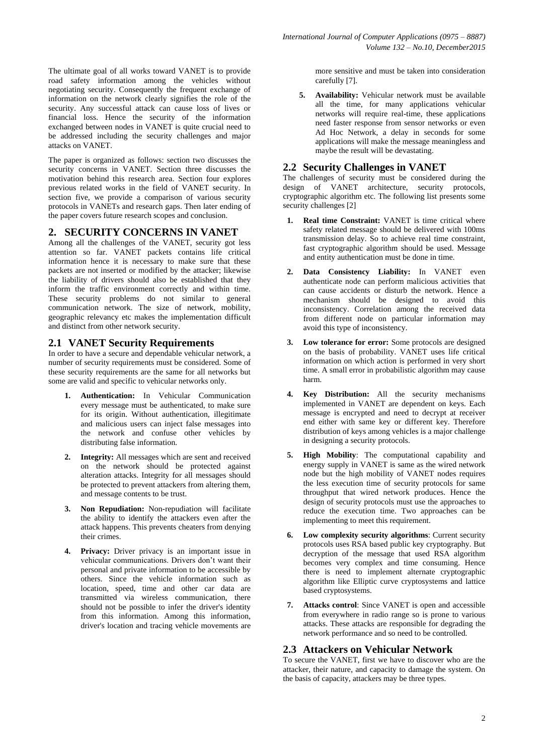The ultimate goal of all works toward VANET is to provide road safety information among the vehicles without negotiating security. Consequently the frequent exchange of information on the network clearly signifies the role of the security. Any successful attack can cause loss of lives or financial loss. Hence the security of the information exchanged between nodes in VANET is quite crucial need to be addressed including the security challenges and major attacks on VANET.

The paper is organized as follows: section two discusses the security concerns in VANET. Section three discusses the motivation behind this research area. Section four explores previous related works in the field of VANET security. In section five, we provide a comparison of various security protocols in VANETs and research gaps. Then later ending of the paper covers future research scopes and conclusion.

## 2. SECURITY CONCERNS IN VANET

Among all the challenges of the VANET, security got less attention so far. VANET packets contains life critical information hence it is necessary to make sure that these packets are not inserted or modified by the attacker; likewise the liability of drivers should also be established that they inform the traffic environment correctly and within time. These security problems do not similar to general communication network. The size of network, mobility, geographic relevancy etc makes the implementation difficult and distinct from other network security.

### 2.1 VANET Security Requirements

In order to have a secure and dependable vehicular network, a number of security requirements must be considered. Some of these security requirements are the same for all networks but some are valid and specific to vehicular networks only.

1. **Authentication:** In Vehicular Communication every message must be authenticated, to make sure for its origin. Without authentication, illegitimate and malicious users can inject false messages into the network and confuse other vehicles by distributing false information.
2. **Integrity:** All messages which are sent and received on the network should be protected against alteration attacks. Integrity for all messages should be protected to prevent attackers from altering them, and message contents to be trust.
3. **Non Repudiation:** Non-repudiation will facilitate the ability to identify the attackers even after the attack happens. This prevents cheaters from denying their crimes.
4. **Privacy:** Driver privacy is an important issue in vehicular communications. Drivers don't want their personal and private information to be accessible by others. Since the vehicle information such as location, speed, time and other car data are transmitted via wireless communication, there should not be possible to infer the driver's identity from this information. Among this information, driver's location and tracing vehicle movements are more sensitive and must be taken into consideration carefully [7].
5. **Availability:** Vehicular network must be available all the time, for many applications vehicular networks will require real-time, these applications need faster response from sensor networks or even Ad Hoc Network, a delay in seconds for some applications will make the message meaningless and maybe the result will be devastating.

### 2.2 Security Challenges in VANET

The challenges of security must be considered during the design of VANET architecture, security protocols, cryptographic algorithm etc. The following list presents some security challenges [2]

1. **Real time Constraint:** VANET is time critical where safety related message should be delivered with 100ms transmission delay. So to achieve real time constraint, fast cryptographic algorithm should be used. Message and entity authentication must be done in time.
2. **Data Consistency Liability:** In VANET even authenticate node can perform malicious activities that can cause accidents or disturb the network. Hence a mechanism should be designed to avoid this inconsistency. Correlation among the received data from different node on particular information may avoid this type of inconsistency.
3. **Low tolerance for error:** Some protocols are designed on the basis of probability. VANET uses life critical information on which action is performed in very short time. A small error in probabilistic algorithm may cause harm.
4. **Key Distribution:** All the security mechanisms implemented in VANET are dependent on keys. Each message is encrypted and need to decrypt at receiver end either with same key or different key. Therefore distribution of keys among vehicles is a major challenge in designing a security protocols.
5. **High Mobility**: The computational capability and energy supply in VANET is same as the wired network node but the high mobility of VANET nodes requires the less execution time of security protocols for same throughput that wired network produces. Hence the design of security protocols must use the approaches to reduce the execution time. Two approaches can be implementing to meet this requirement.
6. **Low complexity security algorithms**: Current security protocols uses RSA based public key cryptography. But decryption of the message that used RSA algorithm becomes very complex and time consuming. Hence there is need to implement alternate cryptographic algorithm like Elliptic curve cryptosystems and lattice based cryptosystems.
7. **Attacks control**: Since VANET is open and accessible from everywhere in radio range so is prone to various attacks. These attacks are responsible for degrading the network performance and so need to be controlled.

### 2.3 Attackers on Vehicular Network

To secure the VANET, first we have to discover who are the attacker, their nature, and capacity to damage the system. On the basis of capacity, attackers may be three types.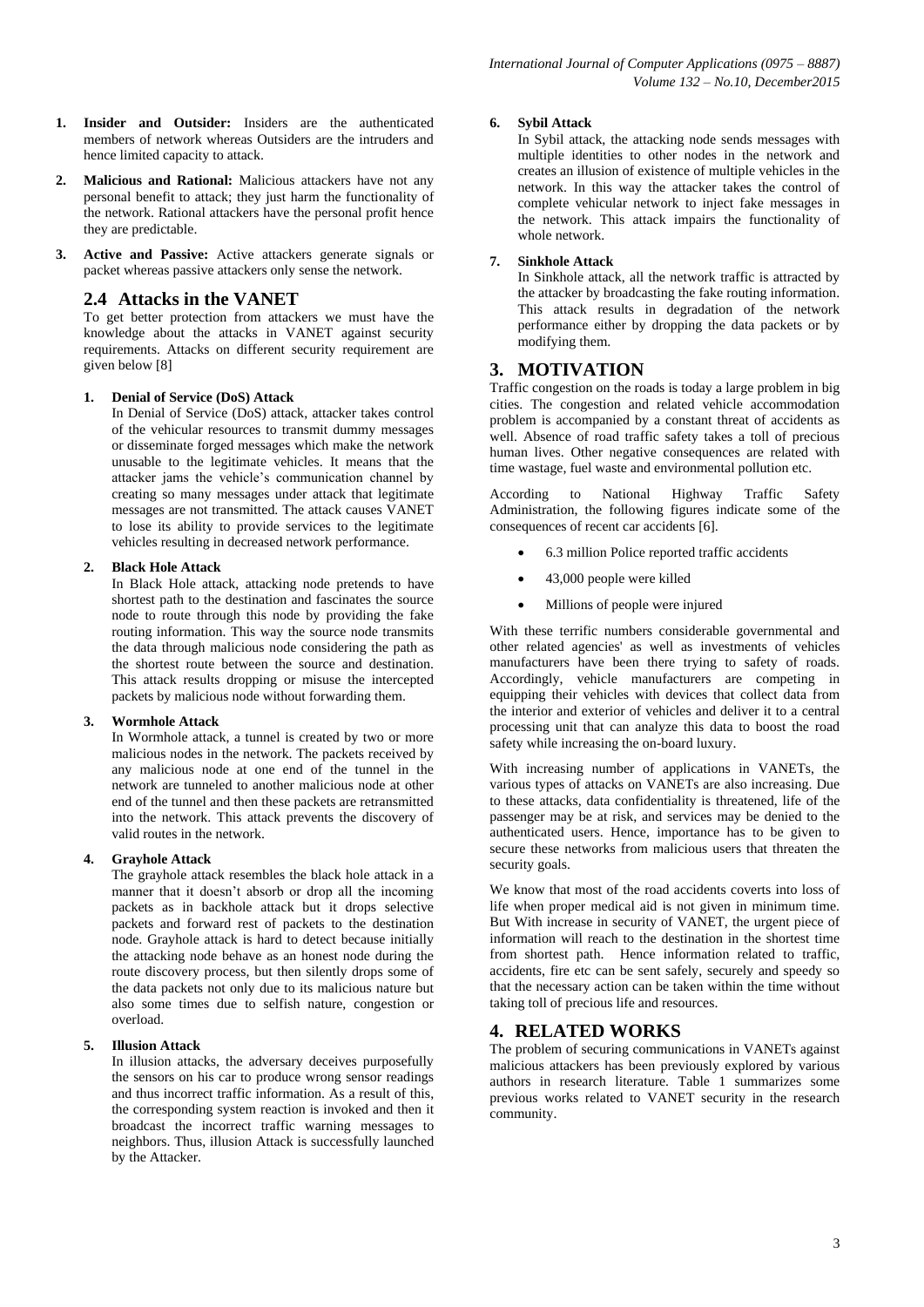1. **Insider and Outsider:** Insiders are the authenticated members of network whereas Outsiders are the intruders and hence limited capacity to attack.

2. **Malicious and Rational:** Malicious attackers have not any personal benefit to attack; they just harm the functionality of the network. Rational attackers have the personal profit hence they are predictable.

3. **Active and Passive:** Active attackers generate signals or packet whereas passive attackers only sense the network.

## 2.4 Attacks in the VANET

To get better protection from attackers we must have the knowledge about the attacks in VANET against security requirements. Attacks on different security requirement are given below [8]

1. **Denial of Service (DoS) Attack**
   In Denial of Service (DoS) attack, attacker takes control of the vehicular resources to transmit dummy messages or disseminate forged messages which make the network unusable to the legitimate vehicles. It means that the attacker jams the vehicle's communication channel by creating so many messages under attack that legitimate messages are not transmitted. The attack causes VANET to lose its ability to provide services to the legitimate vehicles resulting in decreased network performance.

2. **Black Hole Attack**
   In Black Hole attack, attacking node pretends to have shortest path to the destination and fascinates the source node to route through this node by providing the fake routing information. This way the source node transmits the data through malicious node considering the path as the shortest route between the source and destination. This attack results dropping or misuse the intercepted packets by malicious node without forwarding them.

3. **Wormhole Attack**
   In Wormhole attack, a tunnel is created by two or more malicious nodes in the network. The packets received by any malicious node at one end of the tunnel in the network are tunneled to another malicious node at other end of the tunnel and then these packets are retransmitted into the network. This attack prevents the discovery of valid routes in the network.

4. **Grayhole Attack**
   The grayhole attack resembles the black hole attack in a manner that it doesn't absorb or drop all the incoming packets as in backhole attack but it drops selective packets and forward rest of packets to the destination node. Grayhole attack is hard to detect because initially the attacking node behave as an honest node during the route discovery process, but then silently drops some of the data packets not only due to its malicious nature but also some times due to selfish nature, congestion or overload.

5. **Illusion Attack**
   In illusion attacks, the adversary deceives purposefully the sensors on his car to produce wrong sensor readings and thus incorrect traffic information. As a result of this, the corresponding system reaction is invoked and then it broadcast the incorrect traffic warning messages to neighbors. Thus, illusion Attack is successfully launched by the Attacker.

6. **Sybil Attack**
   In Sybil attack, the attacking node sends messages with multiple identities to other nodes in the network and creates an illusion of existence of multiple vehicles in the network. In this way the attacker takes the control of complete vehicular network to inject fake messages in the network. This attack impairs the functionality of whole network.

7. **Sinkhole Attack**
   In Sinkhole attack, all the network traffic is attracted by the attacker by broadcasting the fake routing information. This attack results in degradation of the network performance either by dropping the data packets or by modifying them.

# 3. MOTIVATION

Traffic congestion on the roads is today a large problem in big cities. The congestion and related vehicle accommodation problem is accompanied by a constant threat of accidents as well. Absence of road traffic safety takes a toll of precious human lives. Other negative consequences are related with time wastage, fuel waste and environmental pollution etc.

According to National Highway Traffic Safety Administration, the following figures indicate some of the consequences of recent car accidents [6].

- 6.3 million Police reported traffic accidents
- 43,000 people were killed
- Millions of people were injured

With these terrific numbers considerable governmental and other related agencies' as well as investments of vehicles manufacturers have been there trying to safety of roads. Accordingly, vehicle manufacturers are competing in equipping their vehicles with devices that collect data from the interior and exterior of vehicles and deliver it to a central processing unit that can analyze this data to boost the road safety while increasing the on-board luxury.

With increasing number of applications in VANETs, the various types of attacks on VANETs are also increasing. Due to these attacks, data confidentiality is threatened, life of the passenger may be at risk, and services may be denied to the authenticated users. Hence, importance has to be given to secure these networks from malicious users that threaten the security goals.

We know that most of the road accidents coverts into loss of life when proper medical aid is not given in minimum time. But With increase in security of VANET, the urgent piece of information will reach to the destination in the shortest time from shortest path. Hence information related to traffic, accidents, fire etc can be sent safely, securely and speedy so that the necessary action can be taken within the time without taking toll of precious life and resources.

# 4. RELATED WORKS

The problem of securing communications in VANETs against malicious attackers has been previously explored by various authors in research literature. Table 1 summarizes some previous works related to VANET security in the research community.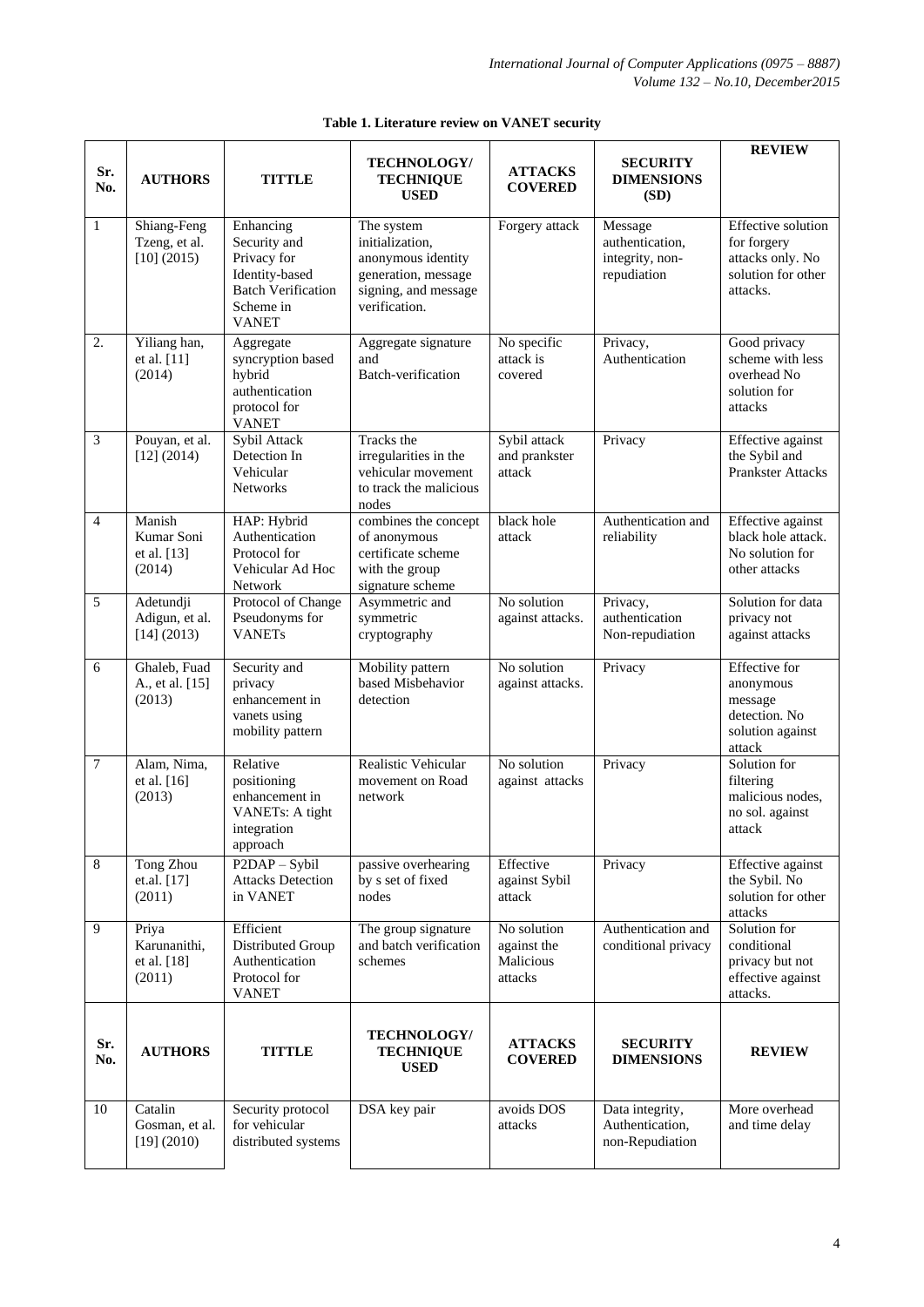**Table 1. Literature review on VANET security**

| Sr. No. | AUTHORS | TITTLE | TECHNOLOGY/ TECHNIQUE USED | ATTACKS COVERED | SECURITY DIMENSIONS (SD) | REVIEW |
|---|---|---|---|---|---|---|
| 1 | Shiang-Feng Tzeng, et al. [10] (2015) | Enhancing Security and Privacy for Identity-based Batch Verification Scheme in VANET | The system initialization, anonymous identity generation, message signing, and message verification. | Forgery attack | Message authentication, integrity, non-repudiation | Effective solution for forgery attacks only. No solution for other attacks. |
| 2. | Yiliang han, et al. [11] (2014) | Aggregate syncryption based hybrid authentication protocol for VANET | Aggregate signature and Batch-verification | No specific attack is covered | Privacy, Authentication | Good privacy scheme with less overhead No solution for attacks |
| 3 | Pouyan, et al. [12] (2014) | Sybil Attack Detection In Vehicular Networks | Tracks the irregularities in the vehicular movement to track the malicious nodes | Sybil attack and prankster attack | Privacy | Effective against the Sybil and Prankster Attacks |
| 4 | Manish Kumar Soni et al. [13] (2014) | HAP: Hybrid Authentication Protocol for Vehicular Ad Hoc Network | combines the concept of anonymous certificate scheme with the group signature scheme | black hole attack | Authentication and reliability | Effective against black hole attack. No solution for other attacks |
| 5 | Adetundji Adigun, et al. [14] (2013) | Protocol of Change Pseudonyms for VANETs | Asymmetric and symmetric cryptography | No solution against attacks. | Privacy, authentication Non-repudiation | Solution for data privacy not against attacks |
| 6 | Ghaleb, Fuad A., et al. [15] (2013) | Security and privacy enhancement in vanets using mobility pattern | Mobility pattern based Misbehavior detection | No solution against attacks. | Privacy | Effective for anonymous message detection. No solution against attack |
| 7 | Alam, Nima, et al. [16] (2013) | Relative positioning enhancement in VANETs: A tight integration approach | Realistic Vehicular movement on Road network | No solution against attacks | Privacy | Solution for filtering malicious nodes, no sol. against attack |
| 8 | Tong Zhou et.al. [17] (2011) | P2DAP – Sybil Attacks Detection in VANET | passive overhearing by s set of fixed nodes | Effective against Sybil attack | Privacy | Effective against the Sybil. No solution for other attacks |
| 9 | Priya Karunanithi, et al. [18] (2011) | Efficient Distributed Group Authentication Protocol for VANET | The group signature and batch verification schemes | No solution against the Malicious attacks | Authentication and conditional privacy | Solution for conditional privacy but not effective against attacks. |
| **Sr. No.** | **AUTHORS** | **TITTLE** | **TECHNOLOGY/ TECHNIQUE USED** | **ATTACKS COVERED** | **SECURITY DIMENSIONS** | **REVIEW** |
| 10 | Catalin Gosman, et al. [19] (2010) | Security protocol for vehicular distributed systems | DSA key pair | avoids DOS attacks | Data integrity, Authentication, non-Repudiation | More overhead and time delay |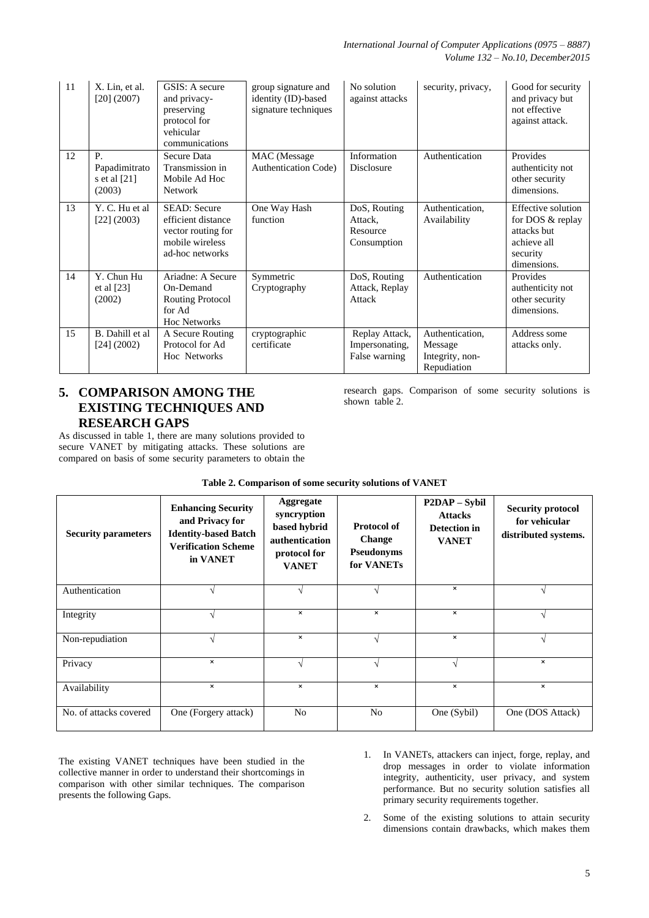| 11 | X. Lin, et al. [20] (2007) | GSIS: A secure and privacy-preserving protocol for vehicular communications | group signature and identity (ID)-based signature techniques | No solution against attacks | security, privacy, | Good for security and privacy but not effective against attack. |
|---|---|---|---|---|---|---|
| 12 | P. Papadimitratos et al [21] (2003) | Secure Data Transmission in Mobile Ad Hoc Network | MAC (Message Authentication Code) | Information Disclosure | Authentication | Provides authenticity not other security dimensions. |
| 13 | Y. C. Hu et al [22] (2003) | SEAD: Secure efficient distance vector routing for mobile wireless ad-hoc networks | One Way Hash function | DoS, Routing Attack, Resource Consumption | Authentication, Availability | Effective solution for DOS & replay attacks but achieve all security dimensions. |
| 14 | Y. Chun Hu et al [23] (2002) | Ariadne: A Secure On-Demand Routing Protocol for Ad Hoc Networks | Symmetric Cryptography | DoS, Routing Attack, Replay Attack | Authentication | Provides authenticity not other security dimensions. |
| 15 | B. Dahill et al [24] (2002) | A Secure Routing Protocol for Ad Hoc Networks | cryptographic certificate | Replay Attack, Impersonating, False warning | Authentication, Message Integrity, non-Repudiation | Address some attacks only. |

## 5. COMPARISON AMONG THE EXISTING TECHNIQUES AND RESEARCH GAPS

As discussed in table 1, there are many solutions provided to secure VANET by mitigating attacks. These solutions are compared on basis of some security parameters to obtain the research gaps. Comparison of some security solutions is shown table 2.

**Table 2. Comparison of some security solutions of VANET**

| Security parameters | Enhancing Security and Privacy for Identity-based Batch Verification Scheme in VANET | Aggregate syncryption based hybrid authentication protocol for VANET | Protocol of Change Pseudonyms for VANETs | P2DAP – Sybil Attacks Detection in VANET | Security protocol for vehicular distributed systems. |
|---|---|---|---|---|---|
| Authentication | √ | √ | √ | × | √ |
| Integrity | √ | × | × | × | √ |
| Non-repudiation | √ | × | √ | × | √ |
| Privacy | × | √ | √ | √ | × |
| Availability | × | × | × | × | × |
| No. of attacks covered | One (Forgery attack) | No | No | One (Sybil) | One (DOS Attack) |

The existing VANET techniques have been studied in the collective manner in order to understand their shortcomings in comparison with other similar techniques. The comparison presents the following Gaps.

1. In VANETs, attackers can inject, forge, replay, and drop messages in order to violate information integrity, authenticity, user privacy, and system performance. But no security solution satisfies all primary security requirements together.
2. Some of the existing solutions to attain security dimensions contain drawbacks, which makes them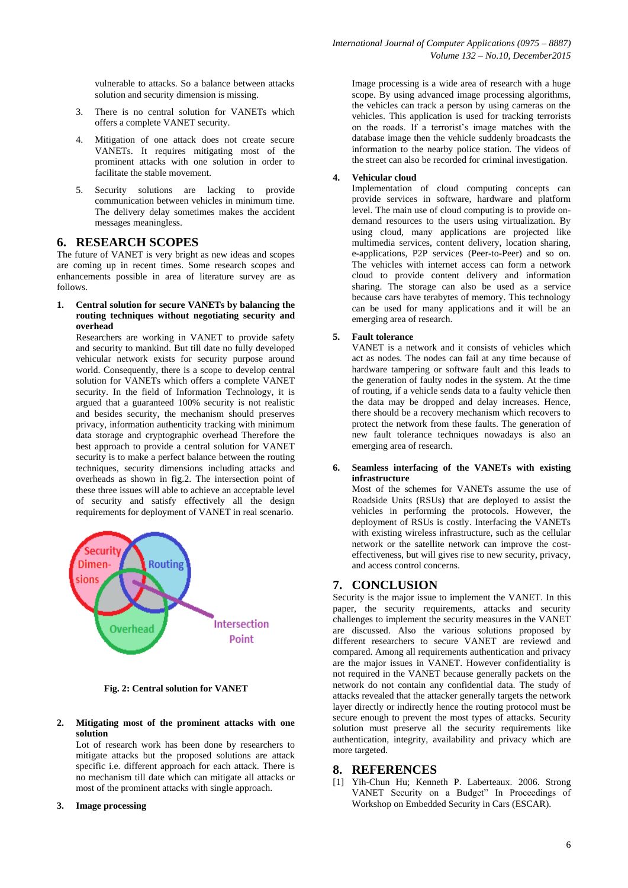vulnerable to attacks. So a balance between attacks solution and security dimension is missing.

3. There is no central solution for VANETs which offers a complete VANET security.

4. Mitigation of one attack does not create secure VANETs. It requires mitigating most of the prominent attacks with one solution in order to facilitate the stable movement.

5. Security solutions are lacking to provide communication between vehicles in minimum time. The delivery delay sometimes makes the accident messages meaningless.

## 6. RESEARCH SCOPES

The future of VANET is very bright as new ideas and scopes are coming up in recent times. Some research scopes and enhancements possible in area of literature survey are as follows.

1. **Central solution for secure VANETs by balancing the routing techniques without negotiating security and overhead**

   Researchers are working in VANET to provide safety and security to mankind. But till date no fully developed vehicular network exists for security purpose around world. Consequently, there is a scope to develop central solution for VANETs which offers a complete VANET security. In the field of Information Technology, it is argued that a guaranteed 100% security is not realistic and besides security, the mechanism should preserves privacy, information authenticity tracking with minimum data storage and cryptographic overhead Therefore the best approach to provide a central solution for VANET security is to make a perfect balance between the routing techniques, security dimensions including attacks and overheads as shown in fig.2. The intersection point of these three issues will able to achieve an acceptable level of security and satisfy effectively all the design requirements for deployment of VANET in real scenario.

   Security Dimen-sions | Routing | Overhead | Intersection Point

   **Fig. 2: Central solution for VANET**

2. **Mitigating most of the prominent attacks with one solution**

   Lot of research work has been done by researchers to mitigate attacks but the proposed solutions are attack specific i.e. different approach for each attack. There is no mechanism till date which can mitigate all attacks or most of the prominent attacks with single approach.

3. **Image processing**

   Image processing is a wide area of research with a huge scope. By using advanced image processing algorithms, the vehicles can track a person by using cameras on the vehicles. This application is used for tracking terrorists on the roads. If a terrorist's image matches with the database image then the vehicle suddenly broadcasts the information to the nearby police station. The videos of the street can also be recorded for criminal investigation.

4. **Vehicular cloud**

   Implementation of cloud computing concepts can provide services in software, hardware and platform level. The main use of cloud computing is to provide on-demand resources to the users using virtualization. By using cloud, many applications are projected like multimedia services, content delivery, location sharing, e-applications, P2P services (Peer-to-Peer) and so on. The vehicles with internet access can form a network cloud to provide content delivery and information sharing. The storage can also be used as a service because cars have terabytes of memory. This technology can be used for many applications and it will be an emerging area of research.

5. **Fault tolerance**

   VANET is a network and it consists of vehicles which act as nodes. The nodes can fail at any time because of hardware tampering or software fault and this leads to the generation of faulty nodes in the system. At the time of routing, if a vehicle sends data to a faulty vehicle then the data may be dropped and delay increases. Hence, there should be a recovery mechanism which recovers to protect the network from these faults. The generation of new fault tolerance techniques nowadays is also an emerging area of research.

6. **Seamless interfacing of the VANETs with existing infrastructure**

   Most of the schemes for VANETs assume the use of Roadside Units (RSUs) that are deployed to assist the vehicles in performing the protocols. However, the deployment of RSUs is costly. Interfacing the VANETs with existing wireless infrastructure, such as the cellular network or the satellite network can improve the cost-effectiveness, but will gives rise to new security, privacy, and access control concerns.

## 7. CONCLUSION

Security is the major issue to implement the VANET. In this paper, the security requirements, attacks and security challenges to implement the security measures in the VANET are discussed. Also the various solutions proposed by different researchers to secure VANET are reviewd and compared. Among all requirements authentication and privacy are the major issues in VANET. However confidentiality is not required in the VANET because generally packets on the network do not contain any confidential data. The study of attacks revealed that the attacker generally targets the network layer directly or indirectly hence the routing protocol must be secure enough to prevent the most types of attacks. Security solution must preserve all the security requirements like authentication, integrity, availability and privacy which are more targeted.

## 8. REFERENCES

[1] Yih-Chun Hu; Kenneth P. Laberteaux. 2006. Strong VANET Security on a Budget" In Proceedings of Workshop on Embedded Security in Cars (ESCAR).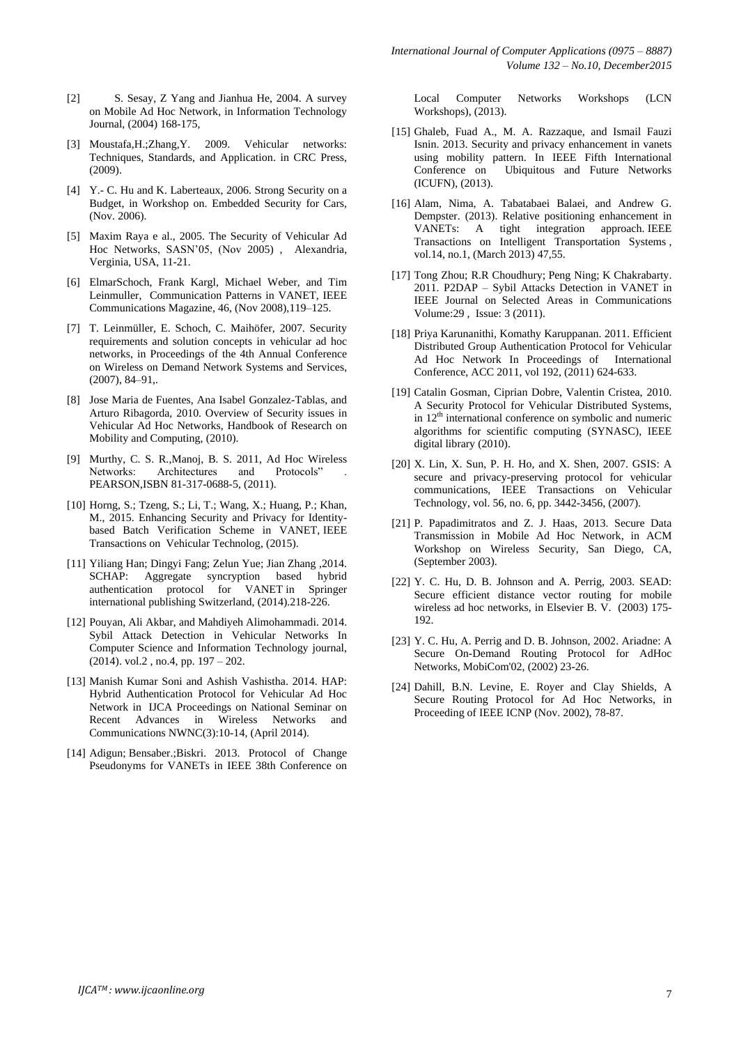[2] S. Sesay, Z Yang and Jianhua He, 2004. A survey on Mobile Ad Hoc Network, in Information Technology Journal, (2004) 168-175,

[3] Moustafa,H.;Zhang,Y. 2009. Vehicular networks: Techniques, Standards, and Application. in CRC Press, (2009).

[4] Y.- C. Hu and K. Laberteaux, 2006. Strong Security on a Budget, in Workshop on. Embedded Security for Cars, (Nov. 2006).

[5] Maxim Raya e al., 2005. The Security of Vehicular Ad Hoc Networks, SASN'05, (Nov 2005) , Alexandria, Verginia, USA, 11-21.

[6] ElmarSchoch, Frank Kargl, Michael Weber, and Tim Leinmuller, Communication Patterns in VANET, IEEE Communications Magazine, 46, (Nov 2008),119–125.

[7] T. Leinmüller, E. Schoch, C. Maihöfer, 2007. Security requirements and solution concepts in vehicular ad hoc networks, in Proceedings of the 4th Annual Conference on Wireless on Demand Network Systems and Services, (2007), 84–91,.

[8] Jose Maria de Fuentes, Ana Isabel Gonzalez-Tablas, and Arturo Ribagorda, 2010. Overview of Security issues in Vehicular Ad Hoc Networks, Handbook of Research on Mobility and Computing, (2010).

[9] Murthy, C. S. R.,Manoj, B. S. 2011, Ad Hoc Wireless Networks: Architectures and Protocols" . PEARSON,ISBN 81-317-0688-5, (2011).

[10] Horng, S.; Tzeng, S.; Li, T.; Wang, X.; Huang, P.; Khan, M., 2015. Enhancing Security and Privacy for Identity-based Batch Verification Scheme in VANET, IEEE Transactions on Vehicular Technolog, (2015).

[11] Yiliang Han; Dingyi Fang; Zelun Yue; Jian Zhang ,2014. SCHAP: Aggregate syncryption based hybrid authentication protocol for VANET in Springer international publishing Switzerland, (2014).218-226.

[12] Pouyan, Ali Akbar, and Mahdiyeh Alimohammadi. 2014. Sybil Attack Detection in Vehicular Networks In Computer Science and Information Technology journal, (2014). vol.2 , no.4, pp. 197 – 202.

[13] Manish Kumar Soni and Ashish Vashistha. 2014. HAP: Hybrid Authentication Protocol for Vehicular Ad Hoc Network in IJCA Proceedings on National Seminar on Recent Advances in Wireless Networks and Communications NWNC(3):10-14, (April 2014).

[14] Adigun; Bensaber.;Biskri. 2013. Protocol of Change Pseudonyms for VANETs in IEEE 38th Conference on Local Computer Networks Workshops (LCN Workshops), (2013).

[15] Ghaleb, Fuad A., M. A. Razzaque, and Ismail Fauzi Isnin. 2013. Security and privacy enhancement in vanets using mobility pattern. In IEEE Fifth International Conference on Ubiquitous and Future Networks (ICUFN), (2013).

[16] Alam, Nima, A. Tabatabaei Balaei, and Andrew G. Dempster. (2013). Relative positioning enhancement in VANETs: A tight integration approach. IEEE Transactions on Intelligent Transportation Systems , vol.14, no.1, (March 2013) 47,55.

[17] Tong Zhou; R.R Choudhury; Peng Ning; K Chakrabarty. 2011. P2DAP – Sybil Attacks Detection in VANET in IEEE Journal on Selected Areas in Communications Volume:29 , Issue: 3 (2011).

[18] Priya Karunanithi, Komathy Karuppanan. 2011. Efficient Distributed Group Authentication Protocol for Vehicular Ad Hoc Network In Proceedings of International Conference, ACC 2011, vol 192, (2011) 624-633.

[19] Catalin Gosman, Ciprian Dobre, Valentin Cristea, 2010. A Security Protocol for Vehicular Distributed Systems, in 12th international conference on symbolic and numeric algorithms for scientific computing (SYNASC), IEEE digital library (2010).

[20] X. Lin, X. Sun, P. H. Ho, and X. Shen, 2007. GSIS: A secure and privacy-preserving protocol for vehicular communications, IEEE Transactions on Vehicular Technology, vol. 56, no. 6, pp. 3442-3456, (2007).

[21] P. Papadimitratos and Z. J. Haas, 2013. Secure Data Transmission in Mobile Ad Hoc Network, in ACM Workshop on Wireless Security, San Diego, CA, (September 2003).

[22] Y. C. Hu, D. B. Johnson and A. Perrig, 2003. SEAD: Secure efficient distance vector routing for mobile wireless ad hoc networks, in Elsevier B. V. (2003) 175-192.

[23] Y. C. Hu, A. Perrig and D. B. Johnson, 2002. Ariadne: A Secure On-Demand Routing Protocol for AdHoc Networks, MobiCom'02, (2002) 23-26.

[24] Dahill, B.N. Levine, E. Royer and Clay Shields, A Secure Routing Protocol for Ad Hoc Networks, in Proceeding of IEEE ICNP (Nov. 2002), 78-87.